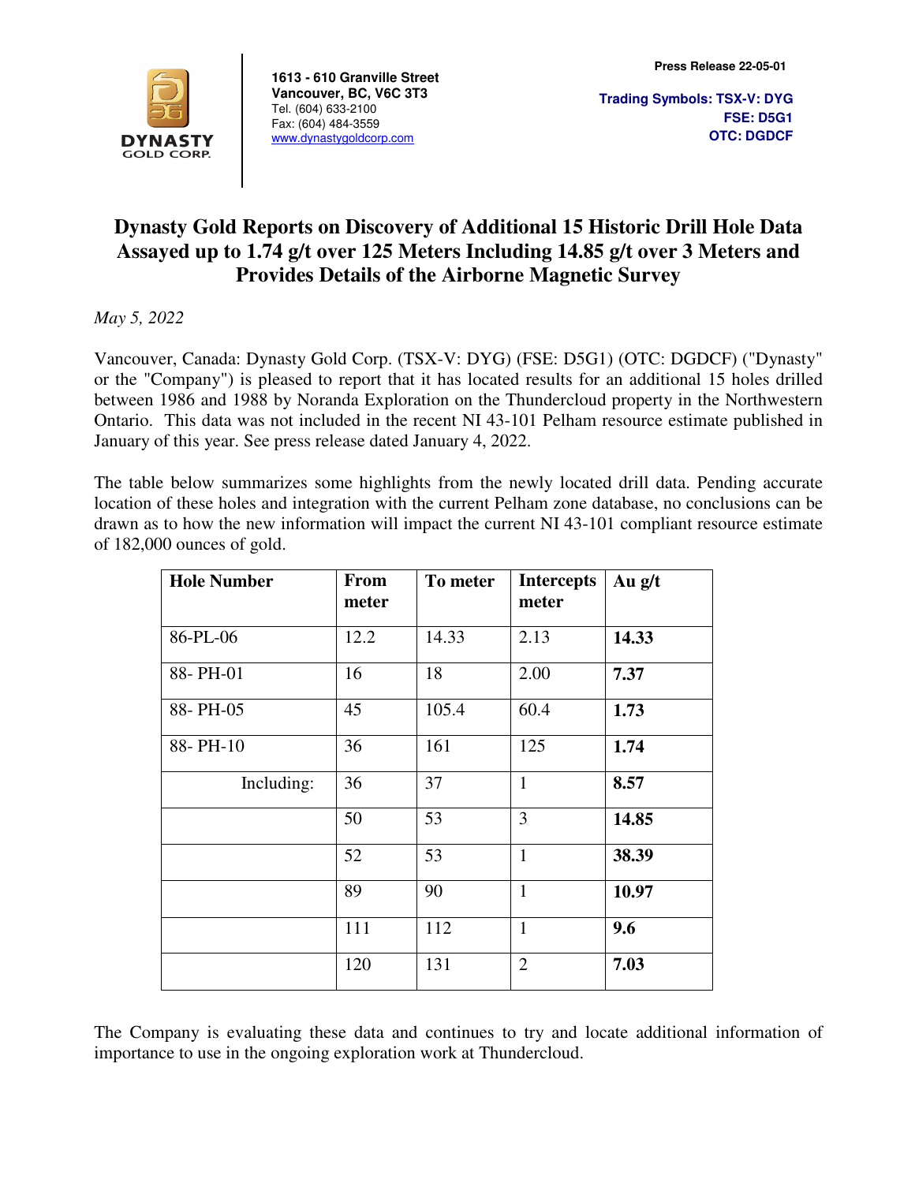DYNASTY GOLD CORP.

**1613 - 610 Granville Street**
**Vancouver, BC, V6C 3T3**
Tel. (604) 633-2100
Fax: (604) 484-3559
www.dynastygoldcorp.com

**Press Release 22-05-01**

**Trading Symbols: TSX-V: DYG**
**FSE: D5G1**
**OTC: DGDCF**

# Dynasty Gold Reports on Discovery of Additional 15 Historic Drill Hole Data Assayed up to 1.74 g/t over 125 Meters Including 14.85 g/t over 3 Meters and Provides Details of the Airborne Magnetic Survey

*May 5, 2022*

Vancouver, Canada: Dynasty Gold Corp. (TSX-V: DYG) (FSE: D5G1) (OTC: DGDCF) ("Dynasty" or the "Company") is pleased to report that it has located results for an additional 15 holes drilled between 1986 and 1988 by Noranda Exploration on the Thundercloud property in the Northwestern Ontario. This data was not included in the recent NI 43-101 Pelham resource estimate published in January of this year. See press release dated January 4, 2022.

The table below summarizes some highlights from the newly located drill data. Pending accurate location of these holes and integration with the current Pelham zone database, no conclusions can be drawn as to how the new information will impact the current NI 43-101 compliant resource estimate of 182,000 ounces of gold.

| Hole Number | From meter | To meter | Intercepts meter | Au g/t |
|---|---|---|---|---|
| 86-PL-06 | 12.2 | 14.33 | 2.13 | **14.33** |
| 88- PH-01 | 16 | 18 | 2.00 | **7.37** |
| 88- PH-05 | 45 | 105.4 | 60.4 | **1.73** |
| 88- PH-10 | 36 | 161 | 125 | **1.74** |
| Including: | 36 | 37 | 1 | **8.57** |
| | 50 | 53 | 3 | **14.85** |
| | 52 | 53 | 1 | **38.39** |
| | 89 | 90 | 1 | **10.97** |
| | 111 | 112 | 1 | **9.6** |
| | 120 | 131 | 2 | **7.03** |

The Company is evaluating these data and continues to try and locate additional information of importance to use in the ongoing exploration work at Thundercloud.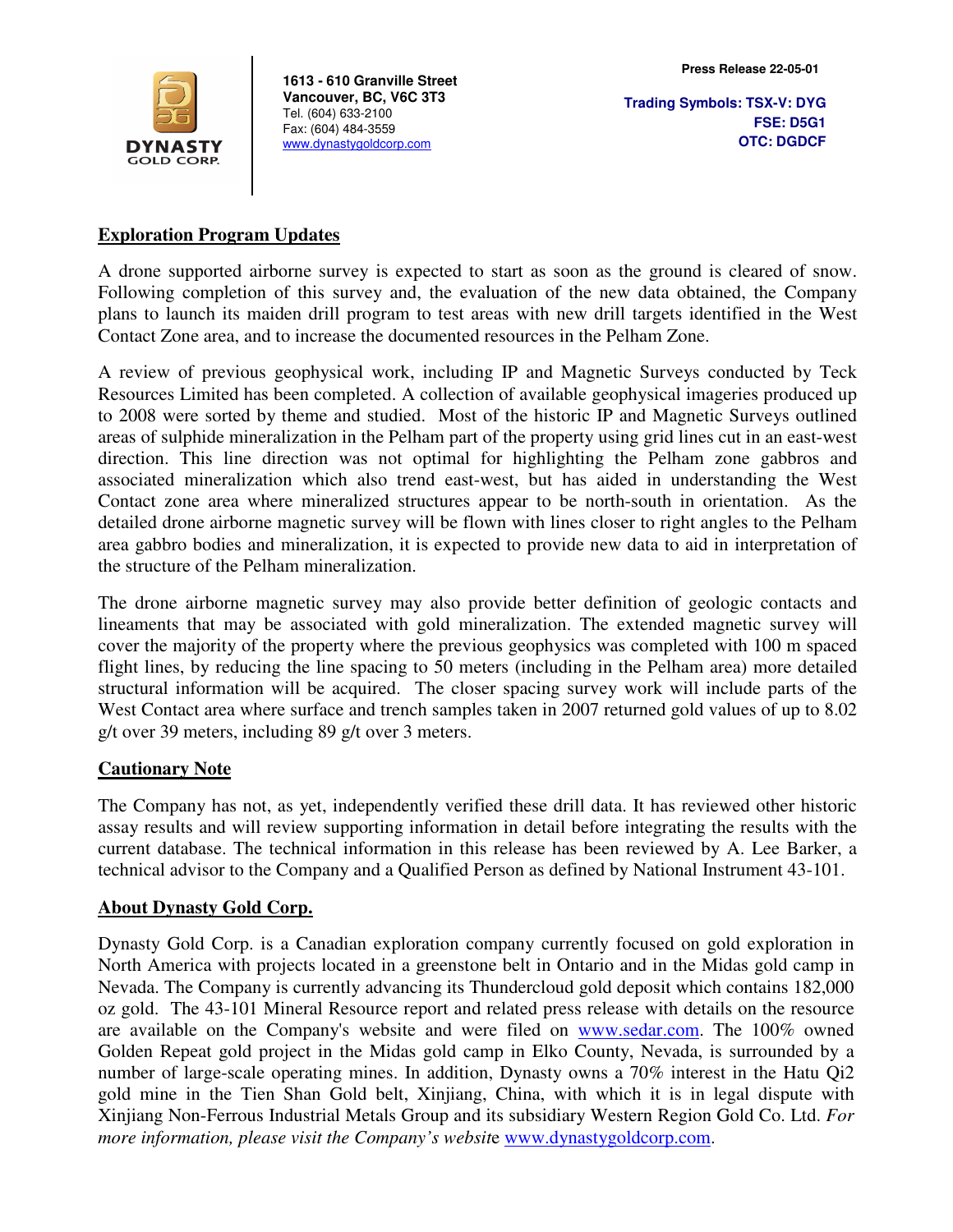**1613 - 610 Granville Street**
**Vancouver, BC, V6C 3T3**
Tel. (604) 633-2100
Fax: (604) 484-3559
www.dynastygoldcorp.com

**Press Release 22-05-01**

**Trading Symbols: TSX-V: DYG**
**FSE: D5G1**
**OTC: DGDCF**

## Exploration Program Updates

A drone supported airborne survey is expected to start as soon as the ground is cleared of snow. Following completion of this survey and, the evaluation of the new data obtained, the Company plans to launch its maiden drill program to test areas with new drill targets identified in the West Contact Zone area, and to increase the documented resources in the Pelham Zone.

A review of previous geophysical work, including IP and Magnetic Surveys conducted by Teck Resources Limited has been completed. A collection of available geophysical imageries produced up to 2008 were sorted by theme and studied. Most of the historic IP and Magnetic Surveys outlined areas of sulphide mineralization in the Pelham part of the property using grid lines cut in an east-west direction. This line direction was not optimal for highlighting the Pelham zone gabbros and associated mineralization which also trend east-west, but has aided in understanding the West Contact zone area where mineralized structures appear to be north-south in orientation. As the detailed drone airborne magnetic survey will be flown with lines closer to right angles to the Pelham area gabbro bodies and mineralization, it is expected to provide new data to aid in interpretation of the structure of the Pelham mineralization.

The drone airborne magnetic survey may also provide better definition of geologic contacts and lineaments that may be associated with gold mineralization. The extended magnetic survey will cover the majority of the property where the previous geophysics was completed with 100 m spaced flight lines, by reducing the line spacing to 50 meters (including in the Pelham area) more detailed structural information will be acquired. The closer spacing survey work will include parts of the West Contact area where surface and trench samples taken in 2007 returned gold values of up to 8.02 g/t over 39 meters, including 89 g/t over 3 meters.

## Cautionary Note

The Company has not, as yet, independently verified these drill data. It has reviewed other historic assay results and will review supporting information in detail before integrating the results with the current database. The technical information in this release has been reviewed by A. Lee Barker, a technical advisor to the Company and a Qualified Person as defined by National Instrument 43-101.

## About Dynasty Gold Corp.

Dynasty Gold Corp. is a Canadian exploration company currently focused on gold exploration in North America with projects located in a greenstone belt in Ontario and in the Midas gold camp in Nevada. The Company is currently advancing its Thundercloud gold deposit which contains 182,000 oz gold. The 43-101 Mineral Resource report and related press release with details on the resource are available on the Company's website and were filed on www.sedar.com. The 100% owned Golden Repeat gold project in the Midas gold camp in Elko County, Nevada, is surrounded by a number of large-scale operating mines. In addition, Dynasty owns a 70% interest in the Hatu Qi2 gold mine in the Tien Shan Gold belt, Xinjiang, China, with which it is in legal dispute with Xinjiang Non-Ferrous Industrial Metals Group and its subsidiary Western Region Gold Co. Ltd. *For more information, please visit the Company's website* www.dynastygoldcorp.com.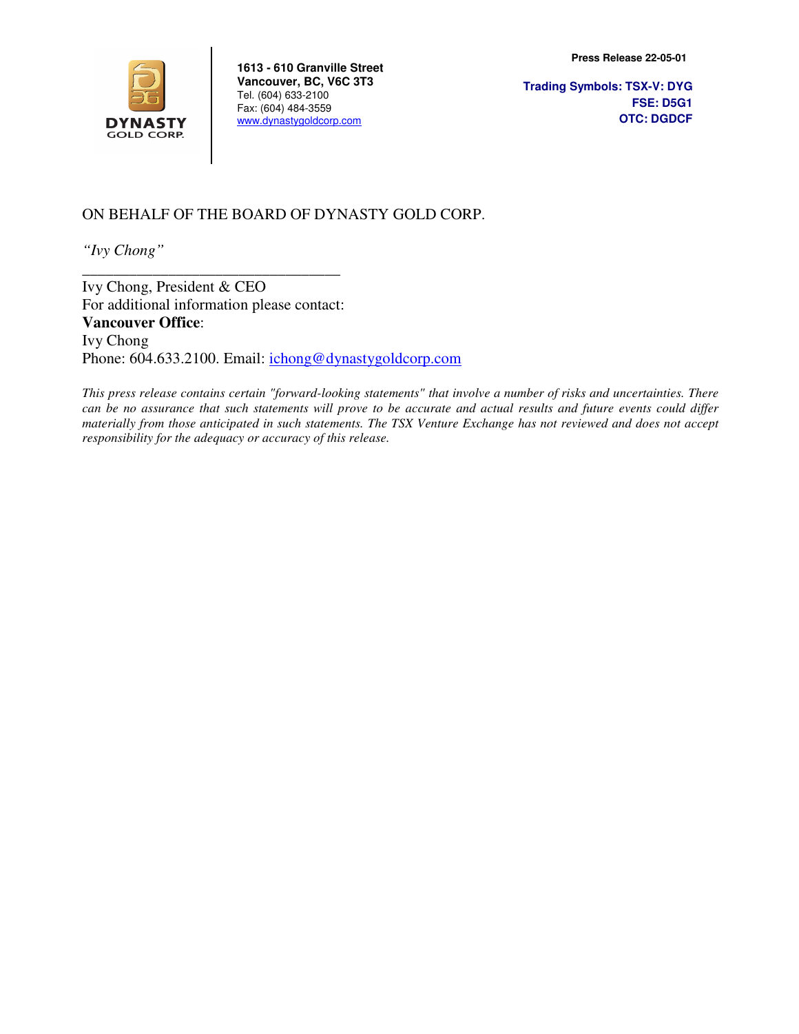1613 - 610 Granville Street
Vancouver, BC, V6C 3T3
Tel. (604) 633-2100
Fax: (604) 484-3559
www.dynastygoldcorp.com

Press Release 22-05-01

Trading Symbols: TSX-V: DYG
FSE: D5G1
OTC: DGDCF

ON BEHALF OF THE BOARD OF DYNASTY GOLD CORP.

*"Ivy Chong"*

________________________________

Ivy Chong, President & CEO
For additional information please contact:
**Vancouver Office**:
Ivy Chong
Phone: 604.633.2100. Email: ichong@dynastygoldcorp.com

*This press release contains certain "forward-looking statements" that involve a number of risks and uncertainties. There can be no assurance that such statements will prove to be accurate and actual results and future events could differ materially from those anticipated in such statements. The TSX Venture Exchange has not reviewed and does not accept responsibility for the adequacy or accuracy of this release.*